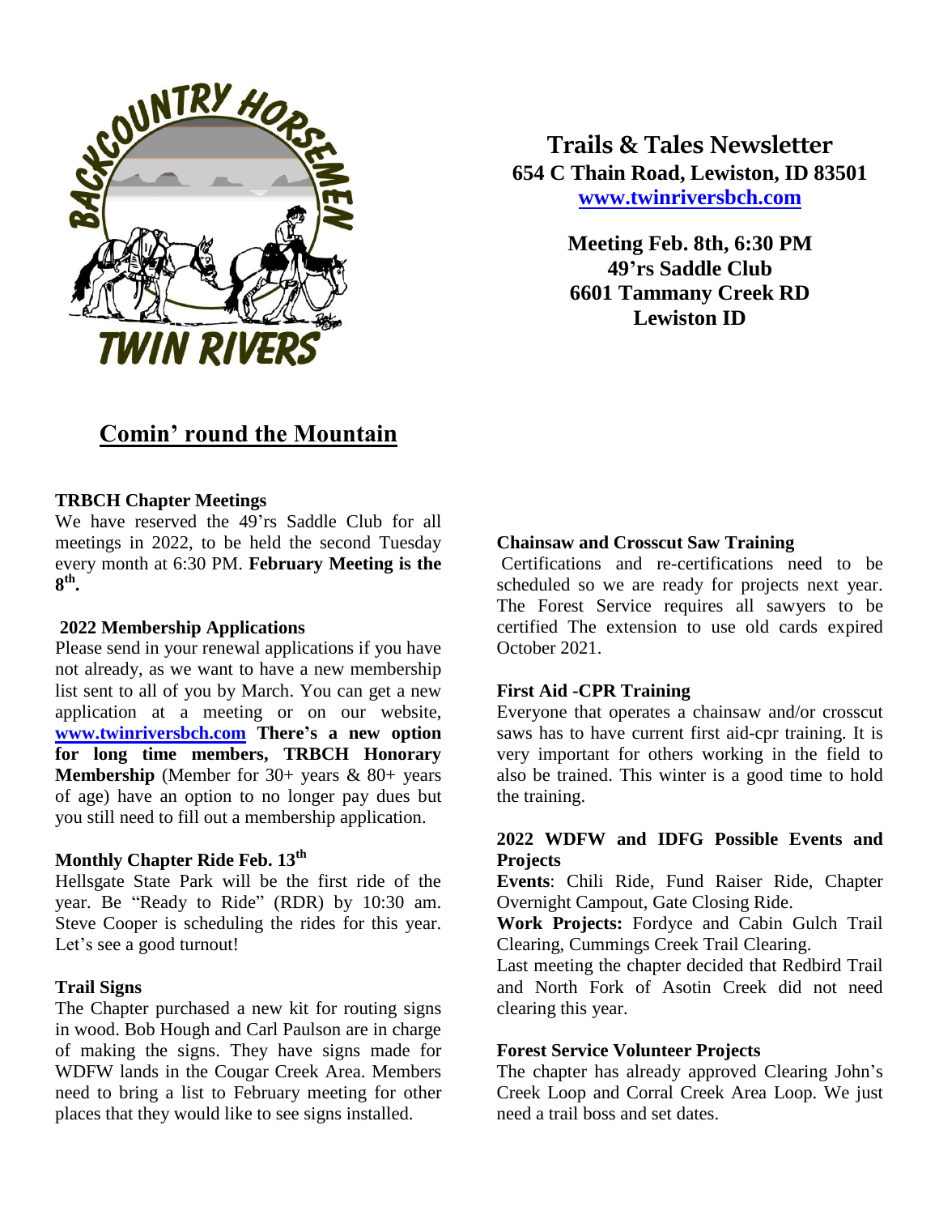**Trails & Tales Newsletter**
**654 C Thain Road, Lewiston, ID 83501**
**[www.twinriversbch.com](http://www.twinriversbch.com)**

**Meeting Feb. 8th, 6:30 PM**
**49'rs Saddle Club**
**6601 Tammany Creek RD**
**Lewiston ID**

# Comin' round the Mountain

### TRBCH Chapter Meetings

We have reserved the 49'rs Saddle Club for all meetings in 2022, to be held the second Tuesday every month at 6:30 PM. **February Meeting is the 8th.**

### 2022 Membership Applications

Please send in your renewal applications if you have not already, as we want to have a new membership list sent to all of you by March. You can get a new application at a meeting or on our website, [www.twinriversbch.com](http://www.twinriversbch.com) **There's a new option for long time members, TRBCH Honorary Membership** (Member for 30+ years & 80+ years of age) have an option to no longer pay dues but you still need to fill out a membership application.

### Monthly Chapter Ride Feb. 13th

Hellsgate State Park will be the first ride of the year. Be "Ready to Ride" (RDR) by 10:30 am. Steve Cooper is scheduling the rides for this year. Let's see a good turnout!

### Trail Signs

The Chapter purchased a new kit for routing signs in wood. Bob Hough and Carl Paulson are in charge of making the signs. They have signs made for WDFW lands in the Cougar Creek Area. Members need to bring a list to February meeting for other places that they would like to see signs installed.

### Chainsaw and Crosscut Saw Training

Certifications and re-certifications need to be scheduled so we are ready for projects next year. The Forest Service requires all sawyers to be certified The extension to use old cards expired October 2021.

### First Aid -CPR Training

Everyone that operates a chainsaw and/or crosscut saws has to have current first aid-cpr training. It is very important for others working in the field to also be trained. This winter is a good time to hold the training.

### 2022 WDFW and IDFG Possible Events and Projects

**Events**: Chili Ride, Fund Raiser Ride, Chapter Overnight Campout, Gate Closing Ride.

**Work Projects:** Fordyce and Cabin Gulch Trail Clearing, Cummings Creek Trail Clearing.

Last meeting the chapter decided that Redbird Trail and North Fork of Asotin Creek did not need clearing this year.

### Forest Service Volunteer Projects

The chapter has already approved Clearing John's Creek Loop and Corral Creek Area Loop. We just need a trail boss and set dates.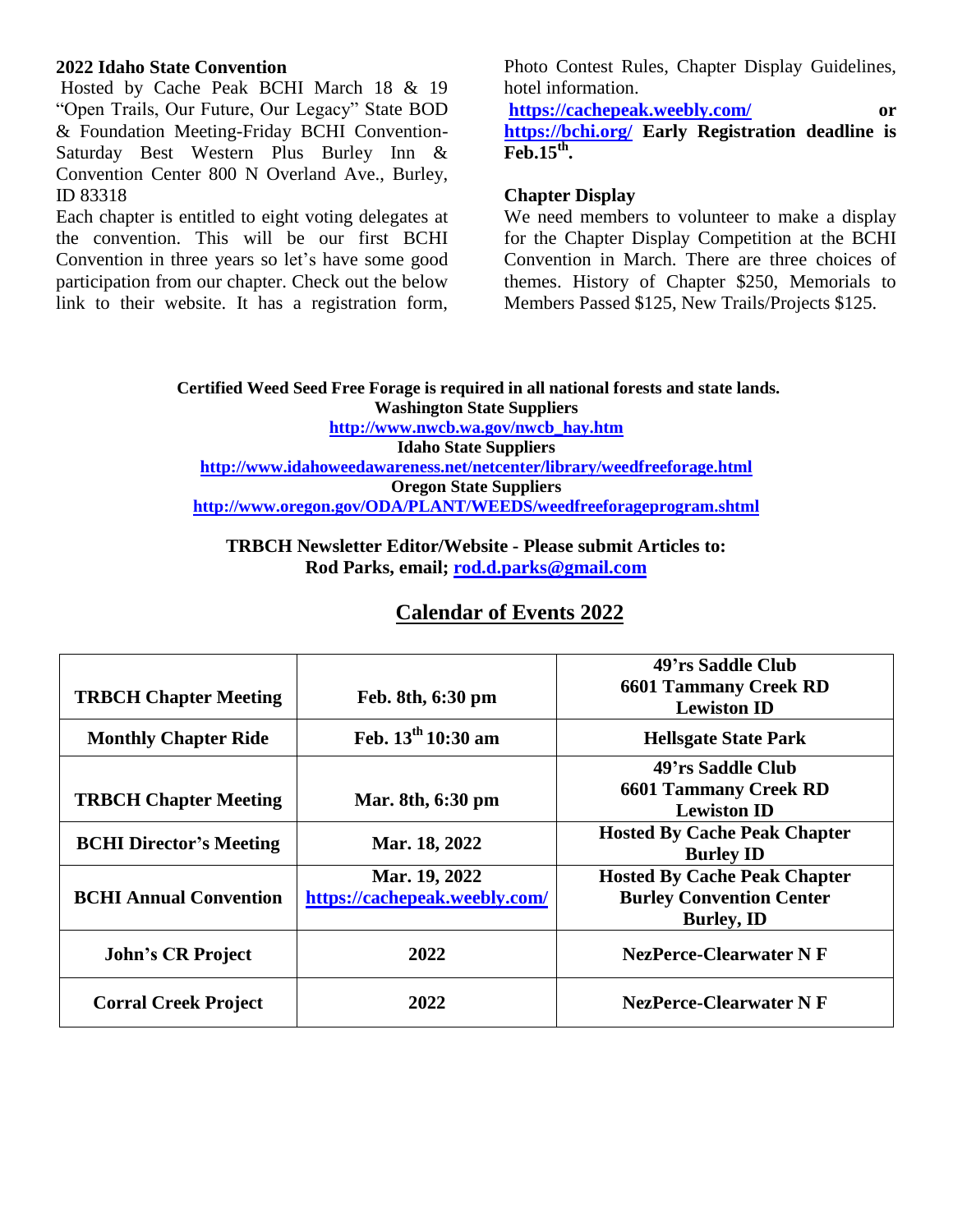**2022 Idaho State Convention**

Hosted by Cache Peak BCHI March 18 & 19 "Open Trails, Our Future, Our Legacy" State BOD & Foundation Meeting-Friday BCHI Convention-Saturday Best Western Plus Burley Inn & Convention Center 800 N Overland Ave., Burley, ID 83318

Each chapter is entitled to eight voting delegates at the convention. This will be our first BCHI Convention in three years so let's have some good participation from our chapter. Check out the below link to their website. It has a registration form, Photo Contest Rules, Chapter Display Guidelines, hotel information.

**https://cachepeak.weebly.com/** or **https://bchi.org/ Early Registration deadline is Feb.15th.**

**Chapter Display**

We need members to volunteer to make a display for the Chapter Display Competition at the BCHI Convention in March. There are three choices of themes. History of Chapter $250, Memorials to Members Passed $125, New Trails/Projects $125.

**Certified Weed Seed Free Forage is required in all national forests and state lands.**
**Washington State Suppliers**
**http://www.nwcb.wa.gov/nwcb_hay.htm**
**Idaho State Suppliers**
**http://www.idahoweedawareness.net/netcenter/library/weedfreeforage.html**
**Oregon State Suppliers**
**http://www.oregon.gov/ODA/PLANT/WEEDS/weedfreeforageprogram.shtml**

**TRBCH Newsletter Editor/Website - Please submit Articles to:**
**Rod Parks, email; rod.d.parks@gmail.com**

## Calendar of Events 2022

| | | |
|---|---|---|
| **TRBCH Chapter Meeting** | **Feb. 8th, 6:30 pm** | **49'rs Saddle Club 6601 Tammany Creek RD Lewiston ID** |
| **Monthly Chapter Ride** | **Feb. 13th 10:30 am** | **Hellsgate State Park** |
| **TRBCH Chapter Meeting** | **Mar. 8th, 6:30 pm** | **49'rs Saddle Club 6601 Tammany Creek RD Lewiston ID** |
| **BCHI Director's Meeting** | **Mar. 18, 2022** | **Hosted By Cache Peak Chapter Burley ID** |
| **BCHI Annual Convention** | **Mar. 19, 2022 https://cachepeak.weebly.com/** | **Hosted By Cache Peak Chapter Burley Convention Center Burley, ID** |
| **John's CR Project** | **2022** | **NezPerce-Clearwater N F** |
| **Corral Creek Project** | **2022** | **NezPerce-Clearwater N F** |